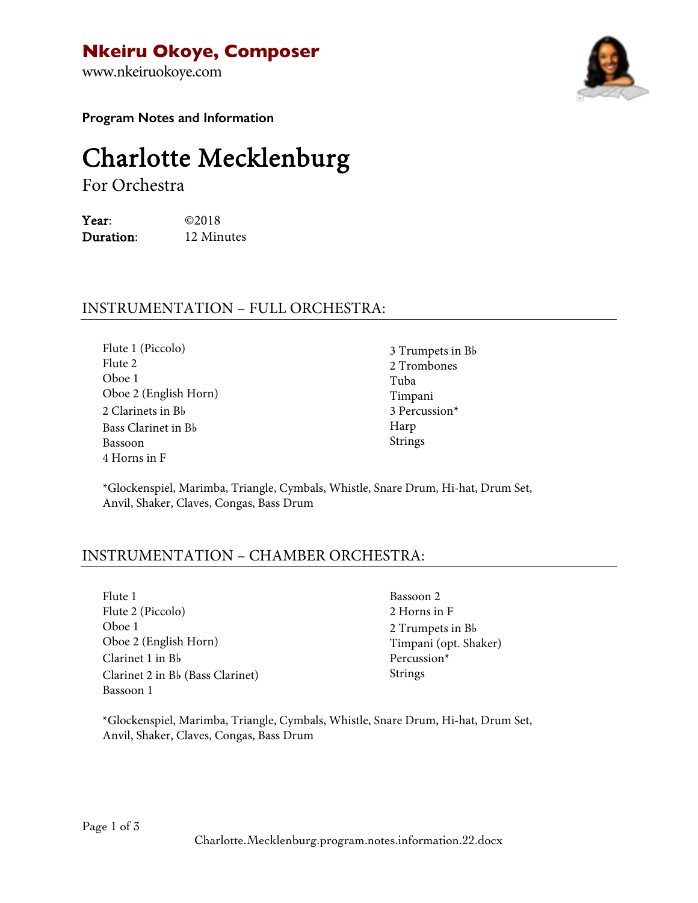**Nkeiru Okoye, Composer**

www.nkeiruokoye.com

**Program Notes and Information**

# Charlotte Mecklenburg

For Orchestra

**Year**: ©2018
**Duration**: 12 Minutes

## INSTRUMENTATION – FULL ORCHESTRA:

Flute 1 (Piccolo)
Flute 2
Oboe 1
Oboe 2 (English Horn)
2 Clarinets in B♭
Bass Clarinet in B♭
Bassoon
4 Horns in F
3 Trumpets in B♭
2 Trombones
Tuba
Timpani
3 Percussion*
Harp
Strings

*Glockenspiel, Marimba, Triangle, Cymbals, Whistle, Snare Drum, Hi-hat, Drum Set, Anvil, Shaker, Claves, Congas, Bass Drum

## INSTRUMENTATION – CHAMBER ORCHESTRA:

Flute 1
Flute 2 (Piccolo)
Oboe 1
Oboe 2 (English Horn)
Clarinet 1 in B♭
Clarinet 2 in B♭ (Bass Clarinet)
Bassoon 1
Bassoon 2
2 Horns in F
2 Trumpets in B♭
Timpani (opt. Shaker)
Percussion*
Strings

*Glockenspiel, Marimba, Triangle, Cymbals, Whistle, Snare Drum, Hi-hat, Drum Set, Anvil, Shaker, Claves, Congas, Bass Drum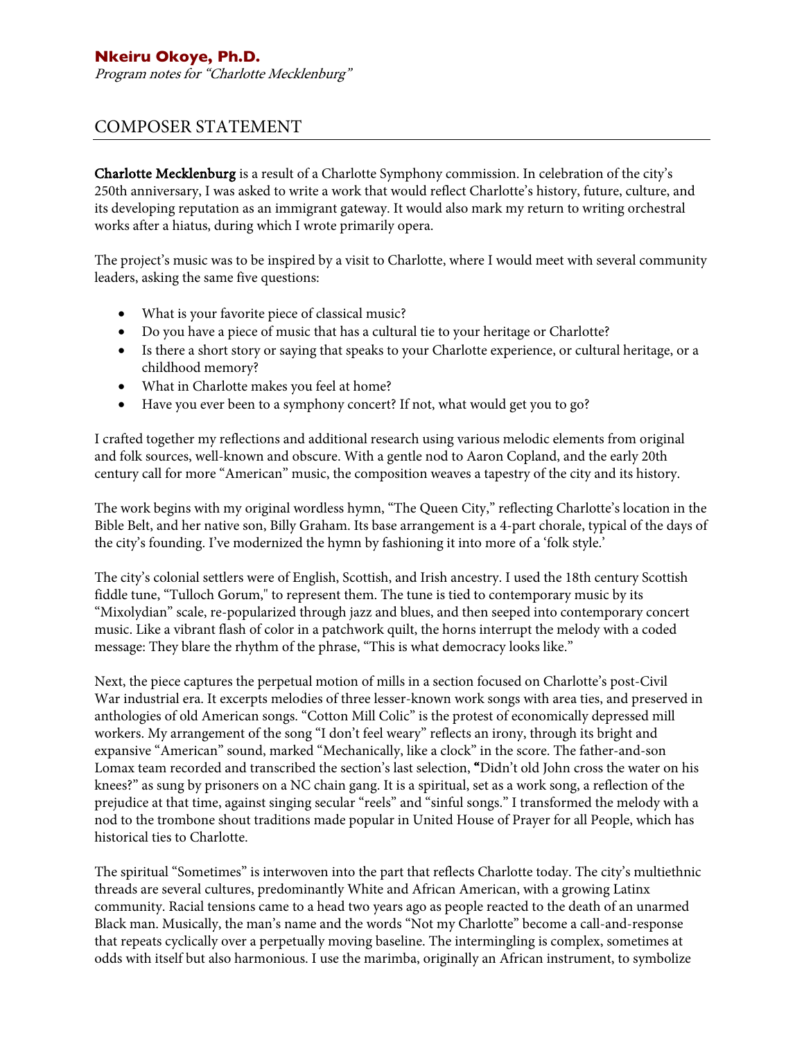**Nkeiru Okoye, Ph.D.**
*Program notes for "Charlotte Mecklenburg"*

# COMPOSER STATEMENT

**Charlotte Mecklenburg** is a result of a Charlotte Symphony commission. In celebration of the city's 250th anniversary, I was asked to write a work that would reflect Charlotte's history, future, culture, and its developing reputation as an immigrant gateway. It would also mark my return to writing orchestral works after a hiatus, during which I wrote primarily opera.

The project's music was to be inspired by a visit to Charlotte, where I would meet with several community leaders, asking the same five questions:

- What is your favorite piece of classical music?
- Do you have a piece of music that has a cultural tie to your heritage or Charlotte?
- Is there a short story or saying that speaks to your Charlotte experience, or cultural heritage, or a childhood memory?
- What in Charlotte makes you feel at home?
- Have you ever been to a symphony concert? If not, what would get you to go?

I crafted together my reflections and additional research using various melodic elements from original and folk sources, well-known and obscure. With a gentle nod to Aaron Copland, and the early 20th century call for more "American" music, the composition weaves a tapestry of the city and its history.

The work begins with my original wordless hymn, "The Queen City," reflecting Charlotte's location in the Bible Belt, and her native son, Billy Graham. Its base arrangement is a 4-part chorale, typical of the days of the city's founding. I've modernized the hymn by fashioning it into more of a 'folk style.'

The city's colonial settlers were of English, Scottish, and Irish ancestry. I used the 18th century Scottish fiddle tune, "Tulloch Gorum," to represent them. The tune is tied to contemporary music by its "Mixolydian" scale, re-popularized through jazz and blues, and then seeped into contemporary concert music. Like a vibrant flash of color in a patchwork quilt, the horns interrupt the melody with a coded message: They blare the rhythm of the phrase, "This is what democracy looks like."

Next, the piece captures the perpetual motion of mills in a section focused on Charlotte's post-Civil War industrial era. It excerpts melodies of three lesser-known work songs with area ties, and preserved in anthologies of old American songs. "Cotton Mill Colic" is the protest of economically depressed mill workers. My arrangement of the song "I don't feel weary" reflects an irony, through its bright and expansive "American" sound, marked "Mechanically, like a clock" in the score. The father-and-son Lomax team recorded and transcribed the section's last selection, "Didn't old John cross the water on his knees?" as sung by prisoners on a NC chain gang. It is a spiritual, set as a work song, a reflection of the prejudice at that time, against singing secular "reels" and "sinful songs." I transformed the melody with a nod to the trombone shout traditions made popular in United House of Prayer for all People, which has historical ties to Charlotte.

The spiritual "Sometimes" is interwoven into the part that reflects Charlotte today. The city's multiethnic threads are several cultures, predominantly White and African American, with a growing Latinx community. Racial tensions came to a head two years ago as people reacted to the death of an unarmed Black man. Musically, the man's name and the words "Not my Charlotte" become a call-and-response that repeats cyclically over a perpetually moving baseline. The intermingling is complex, sometimes at odds with itself but also harmonious. I use the marimba, originally an African instrument, to symbolize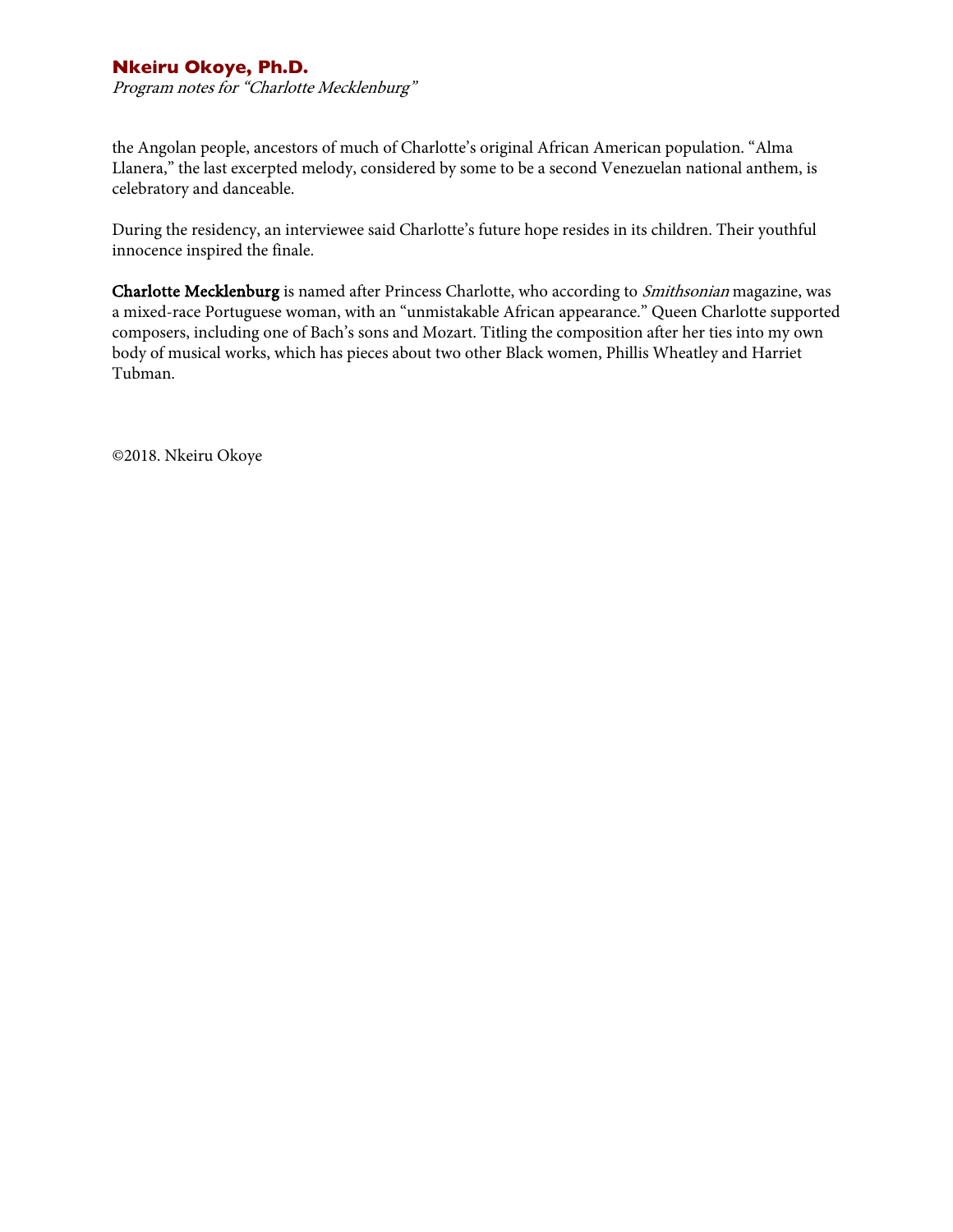the Angolan people, ancestors of much of Charlotte's original African American population. "Alma Llanera," the last excerpted melody, considered by some to be a second Venezuelan national anthem, is celebratory and danceable.

During the residency, an interviewee said Charlotte's future hope resides in its children. Their youthful innocence inspired the finale.

**Charlotte Mecklenburg** is named after Princess Charlotte, who according to *Smithsonian* magazine, was a mixed-race Portuguese woman, with an "unmistakable African appearance." Queen Charlotte supported composers, including one of Bach's sons and Mozart. Titling the composition after her ties into my own body of musical works, which has pieces about two other Black women, Phillis Wheatley and Harriet Tubman.

©2018. Nkeiru Okoye